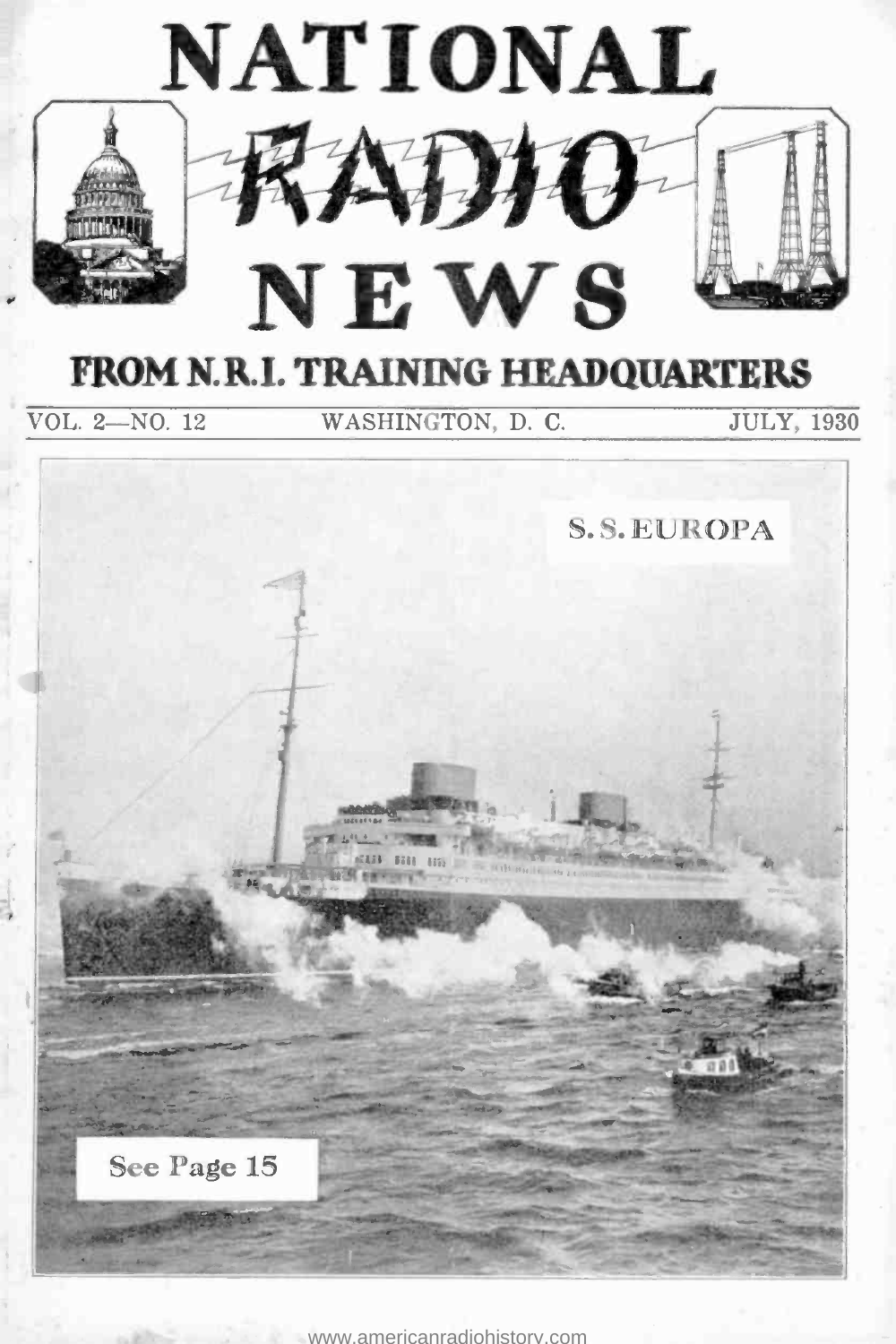# NATIONAL RADIO NEWS

## FROM N.R.I. TRAINING HEADQUARTERS

VOL. 2—NO. 12 WASHINGTON, D. C. JULY, 1930

S. S. EUROPA

See Page 15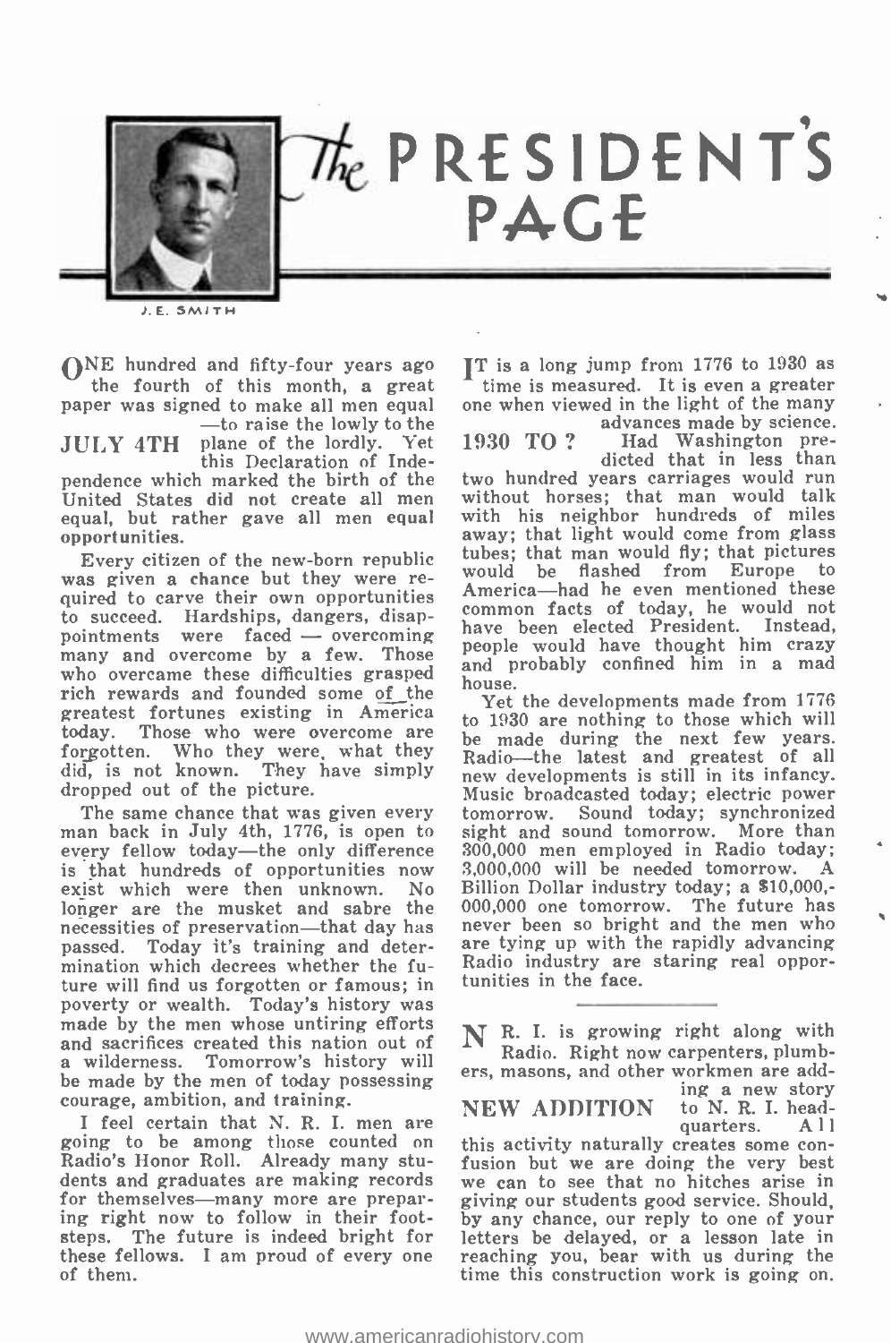# The PRESIDENT'S PAGE

J. E. SMITH

### JULY 4TH

ONE hundred and fifty-four years ago the fourth of this month, a great paper was signed to make all men equal—to raise the lowly to the plane of the lordly. Yet this Declaration of Independence which marked the birth of the United States did not create all men equal, but rather gave all men equal opportunities.

Every citizen of the new-born republic was given a chance but they were required to carve their own opportunities to succeed. Hardships, dangers, disappointments were faced — overcoming many and overcome by a few. Those who overcame these difficulties grasped rich rewards and founded some of the greatest fortunes existing in America today. Those who were overcome are forgotten. Who they were, what they did, is not known. They have simply dropped out of the picture.

The same chance that was given every man back in July 4th, 1776, is open to every fellow today—the only difference is that hundreds of opportunities now exist which were then unknown. No longer are the musket and sabre the necessities of preservation—that day has passed. Today it's training and determination which decrees whether the future will find us forgotten or famous; in poverty or wealth. Today's history was made by the men whose untiring efforts and sacrifices created this nation out of a wilderness. Tomorrow's history will be made by the men of today possessing courage, ambition, and training.

I feel certain that N. R. I. men are going to be among those counted on Radio's Honor Roll. Already many students and graduates are making records for themselves—many more are preparing right now to follow in their footsteps. The future is indeed bright for these fellows. I am proud of every one of them.

### 1930 TO ?

IT is a long jump from 1776 to 1930 as time is measured. It is even a greater one when viewed in the light of the many advances made by science. Had Washington predicted that in less than two hundred years carriages would run without horses; that man would talk with his neighbor hundreds of miles away; that light would come from glass tubes; that man would fly; that pictures would be flashed from Europe to America—had he even mentioned these common facts of today, he would not have been elected President. Instead, people would have thought him crazy and probably confined him in a mad house.

Yet the developments made from 1776 to 1930 are nothing to those which will be made during the next few years. Radio—the latest and greatest of all new developments is still in its infancy. Music broadcasted today; electric power tomorrow. Sound today; synchronized sight and sound tomorrow. More than 300,000 men employed in Radio today; 3,000,000 will be needed tomorrow. A Billion Dollar industry today; a $10,000,000,000 one tomorrow. The future has never been so bright and the men who are tying up with the rapidly advancing Radio industry are staring real opportunities in the face.

---

### NEW ADDITION

N. R. I. is growing right along with Radio. Right now carpenters, plumbers, masons, and other workmen are adding a new story to N. R. I. headquarters. All this activity naturally creates some confusion but we are doing the very best we can to see that no hitches arise in giving our students good service. Should, by any chance, our reply to one of your letters be delayed, or a lesson late in reaching you, bear with us during the time this construction work is going on.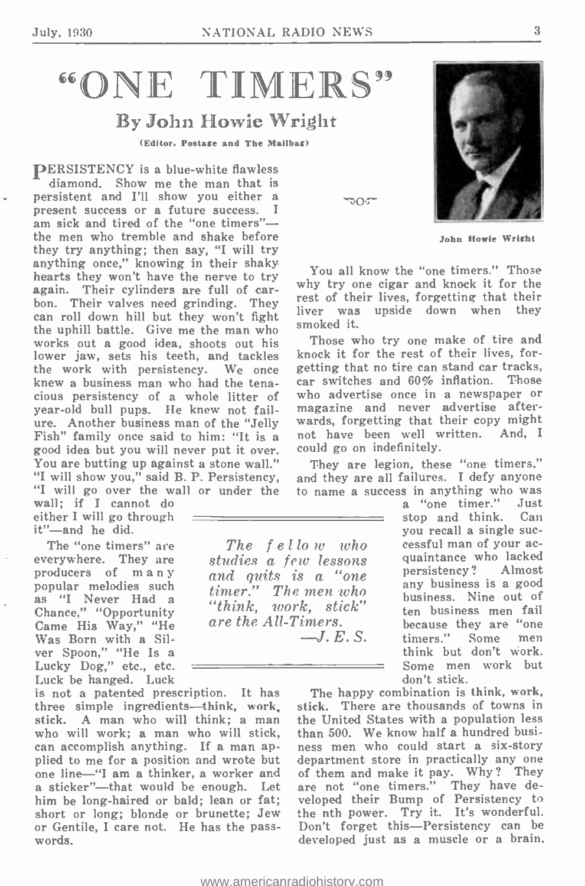# "ONE TIMERS"

## By John Howie Wright

(Editor, Postage and The Mailbag)

PERSISTENCY is a blue-white flawless diamond. Show me the man that is persistent and I'll show you either a present success or a future success. I am sick and tired of the "one timers"—the men who tremble and shake before they try anything; then say, "I will try anything once," knowing in their shaky hearts they won't have the nerve to try again. Their cylinders are full of carbon. Their valves need grinding. They can roll down hill but they won't fight the uphill battle. Give me the man who works out a good idea, shoots out his lower jaw, sets his teeth, and tackles the work with persistency. We once knew a business man who had the tenacious persistency of a whole litter of year-old bull pups. He knew not failure. Another business man of the "Jelly Fish" family once said to him: "It is a good idea but you will never put it over. You are butting up against a stone wall." "I will show you," said B. P. Persistency, "I will go over the wall or under the wall; if I cannot do either I will go through it"—and he did.

The "one timers" are everywhere. They are producers of many popular melodies such as "I Never Had a Chance," "Opportunity Came His Way," "He Was Born with a Silver Spoon," "He Is a Lucky Dog," etc., etc. Luck be hanged. Luck is not a patented prescription. It has three simple ingredients—think, work, stick. A man who will think; a man who will work; a man who will stick, can accomplish anything. If a man applied to me for a position and wrote but one line—"I am a thinker, a worker and a sticker"—that would be enough. Let him be long-haired or bald; lean or fat; short or long; blonde or brunette; Jew or Gentile, I care not. He has the pass-words.

John Howie Wright

You all know the "one timers." Those why try one cigar and knock it for the rest of their lives, forgetting that their liver was upside down when they smoked it.

Those who try one make of tire and knock it for the rest of their lives, forgetting that no tire can stand car tracks, car switches and 60% inflation. Those who advertise once in a newspaper or magazine and never advertise afterwards, forgetting that their copy might not have been well written. And, I could go on indefinitely.

They are legion, these "one timers," and they are all failures. I defy anyone to name a success in anything who was a "one timer." Just stop and think. Can you recall a single successful man of your acquaintance who lacked persistency? Almost any business is a good business. Nine out of ten business men fail because they are "one timers." Some men think but don't work. Some men work but don't stick.

*The fellow who studies a few lessons and quits is a "one timer." The men who "think, work, stick" are the All-Timers.*

*—J. E. S.*

The happy combination is think, work, stick. There are thousands of towns in the United States with a population less than 500. We know half a hundred business men who could start a six-story department store in practically any one of them and make it pay. Why? They are not "one timers." They have developed their Bump of Persistency to the nth power. Try it. It's wonderful. Don't forget this—Persistency can be developed just as a muscle or a brain.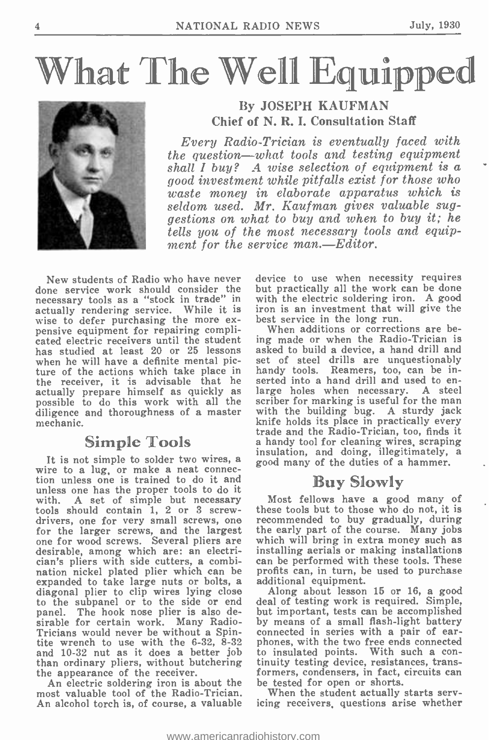# What The Well Equipped

By JOSEPH KAUFMAN
Chief of N. R. I. Consultation Staff

*Every Radio-Trician is eventually faced with the question—what tools and testing equipment shall I buy? A wise selection of equipment is a good investment while pitfalls exist for those who waste money in elaborate apparatus which is seldom used. Mr. Kaufman gives valuable suggestions on what to buy and when to buy it; he tells you of the most necessary tools and equipment for the service man.—Editor.*

New students of Radio who have never done service work should consider the necessary tools as a "stock in trade" in actually rendering service. While it is wise to defer purchasing the more expensive equipment for repairing complicated electric receivers until the student has studied at least 20 or 25 lessons when he will have a definite mental picture of the actions which take place in the receiver, it is advisable that he actually prepare himself as quickly as possible to do this work with all the diligence and thoroughness of a master mechanic.

## Simple Tools

It is not simple to solder two wires, a wire to a lug, or make a neat connection unless one is trained to do it and unless one has the proper tools to do it with. A set of simple but necessary tools should contain 1, 2 or 3 screwdrivers, one for very small screws, one for the larger screws, and the largest one for wood screws. Several pliers are desirable, among which are: an electrician's pliers with side cutters, a combination nickel plated plier which can be expanded to take large nuts or bolts, a diagonal plier to clip wires lying close to the subpanel or to the side or end panel. The hook nose plier is also desirable for certain work. Many Radio-Tricians would never be without a Spintite wrench to use with the 6-32, 8-32 and 10-32 nut as it does a better job than ordinary pliers, without butchering the appearance of the receiver.

An electric soldering iron is about the most valuable tool of the Radio-Trician. An alcohol torch is, of course, a valuable device to use when necessity requires but practically all the work can be done with the electric soldering iron. A good iron is an investment that will give the best service in the long run.

When additions or corrections are being made or when the Radio-Trician is asked to build a device, a hand drill and set of steel drills are unquestionably handy tools. Reamers, too, can be inserted into a hand drill and used to enlarge holes when necessary. A steel scriber for marking is useful for the man with the building bug. A sturdy jack knife holds its place in practically every trade and the Radio-Trician, too, finds it a handy tool for cleaning wires, scraping insulation, and doing, illegitimately, a good many of the duties of a hammer.

## Buy Slowly

Most fellows have a good many of these tools but to those who do not, it is recommended to buy gradually, during the early part of the course. Many jobs which will bring in extra money such as installing aerials or making installations can be performed with these tools. These profits can, in turn, be used to purchase additional equipment.

Along about lesson 15 or 16, a good deal of testing work is required. Simple, but important, tests can be accomplished by means of a small flash-light battery connected in series with a pair of earphones, with the two free ends connected to insulated points. With such a continuity testing device, resistances, transformers, condensers, in fact, circuits can be tested for open or shorts.

When the student actually starts servicing receivers, questions arise whether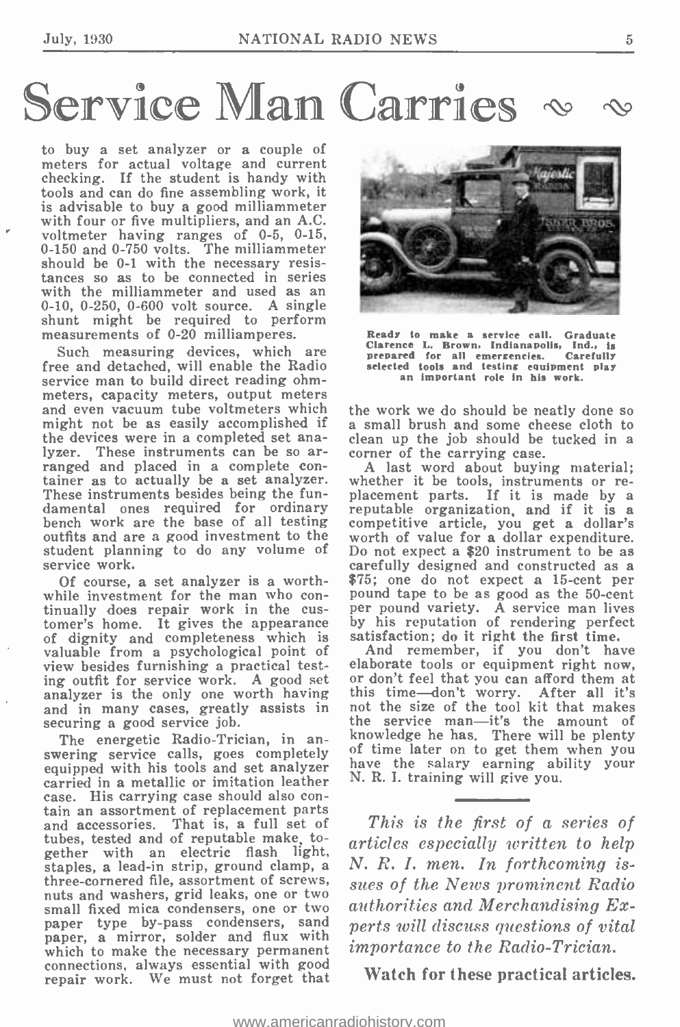# Service Man Carries ∾ ∾

to buy a set analyzer or a couple of meters for actual voltage and current checking. If the student is handy with tools and can do fine assembling work, it is advisable to buy a good milliammeter with four or five multipliers, and an A.C. voltmeter having ranges of 0-5, 0-15, 0-150 and 0-750 volts. The milliammeter should be 0-1 with the necessary resistances so as to be connected in series with the milliammeter and used as an 0-10, 0-250, 0-600 volt source. A single shunt might be required to perform measurements of 0-20 milliamperes.

Such measuring devices, which are free and detached, will enable the Radio service man to build direct reading ohmmeters, capacity meters, output meters and even vacuum tube voltmeters which might not be as easily accomplished if the devices were in a completed set analyzer. These instruments can be so arranged and placed in a complete container as to actually be a set analyzer. These instruments besides being the fundamental ones required for ordinary bench work are the base of all testing outfits and are a good investment to the student planning to do any volume of service work.

Of course, a set analyzer is a worthwhile investment for the man who continually does repair work in the customer's home. It gives the appearance of dignity and completeness which is valuable from a psychological point of view besides furnishing a practical testing outfit for service work. A good set analyzer is the only one worth having and in many cases, greatly assists in securing a good service job.

The energetic Radio-Trician, in answering service calls, goes completely equipped with his tools and set analyzer carried in a metallic or imitation leather case. His carrying case should also contain an assortment of replacement parts and accessories. That is, a full set of tubes, tested and of reputable make, together with an electric flash light, staples, a lead-in strip, ground clamp, a three-cornered file, assortment of screws, nuts and washers, grid leaks, one or two small fixed mica condensers, one or two paper type by-pass condensers, sand paper, a mirror, solder and flux with which to make the necessary permanent connections, always essential with good repair work. We must not forget that the work we do should be neatly done so a small brush and some cheese cloth to clean up the job should be tucked in a corner of the carrying case.

Ready to make a service call. Graduate Clarence L. Brown, Indianapolis, Ind., is prepared for all emergencies. Carefully selected tools and testing equipment play an important role in his work.

A last word about buying material; whether it be tools, instruments or replacement parts. If it is made by a reputable organization, and if it is a competitive article, you get a dollar's worth of value for a dollar expenditure. Do not expect a $20 instrument to be as carefully designed and constructed as a $75; one do not expect a 15-cent per pound tape to be as good as the 50-cent per pound variety. A service man lives by his reputation of rendering perfect satisfaction; do it right the first time.

And remember, if you don't have elaborate tools or equipment right now, or don't feel that you can afford them at this time—don't worry. After all it's not the size of the tool kit that makes the service man—it's the amount of knowledge he has. There will be plenty of time later on to get them when you have the salary earning ability your N. R. I. training will give you.

---

*This is the first of a series of articles especially written to help N. R. I. men. In forthcoming issues of the News prominent Radio authorities and Merchandising Experts will discuss questions of vital importance to the Radio-Trician.*

**Watch for these practical articles.**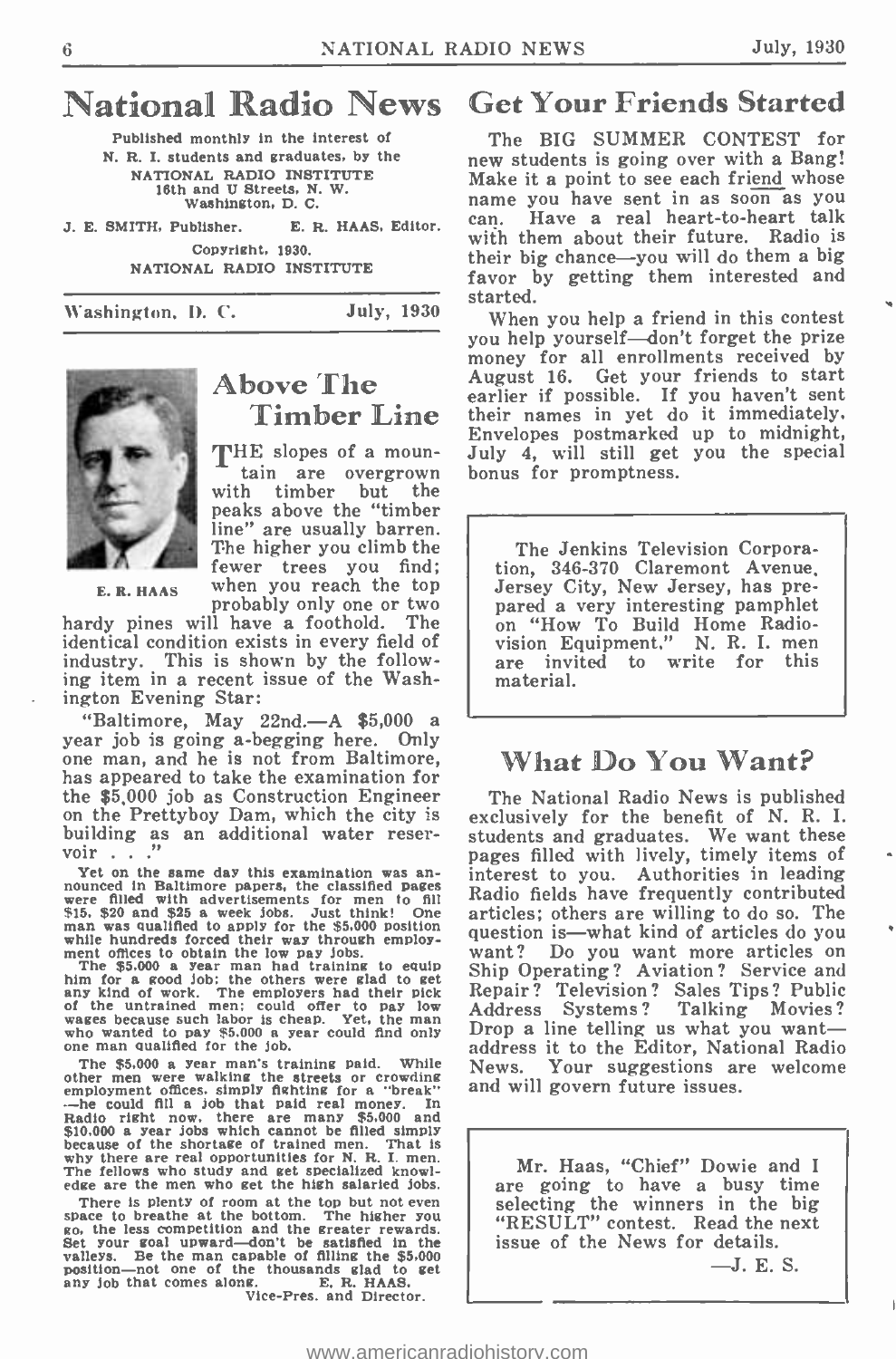# National Radio News

Published monthly in the interest of N. R. I. students and graduates, by the NATIONAL RADIO INSTITUTE 16th and U Streets, N. W. Washington, D. C.

J. E. SMITH, Publisher. E. R. HAAS, Editor.

Copyright, 1930. NATIONAL RADIO INSTITUTE

Washington, D. C. July, 1930

## Above The Timber Line

E. R. HAAS

THE slopes of a mountain are overgrown with timber but the peaks above the "timber line" are usually barren. The higher you climb the fewer trees you find; when you reach the top probably only one or two hardy pines will have a foothold. The identical condition exists in every field of industry. This is shown by the following item in a recent issue of the Washington Evening Star:

"Baltimore, May 22nd.—A $5,000 a year job is going a-begging here. Only one man, and he is not from Baltimore, has appeared to take the examination for the $5,000 job as Construction Engineer on the Prettyboy Dam, which the city is building as an additional water reservoir . . ."

Yet on the same day this examination was announced in Baltimore papers, the classified pages were filled with advertisements for men to fill $15, $20 and $25 a week jobs. Just think! One man was qualified to apply for the $5,000 position while hundreds forced their way through employment offices to obtain the low pay jobs.

The $5,000 a year man had training to equip him for a good job; the others were glad to get any kind of work. The employers had their pick of the untrained men; could offer to pay low wages because such labor is cheap. Yet, the man who wanted to pay $5,000 a year could find only one man qualified for the job.

The $5,000 a year man's training paid. While other men were walking the streets or crowding employment offices, simply fighting for a "break"—he could fill a job that paid real money. In Radio right now, there are many $5,000 and $10,000 a year jobs which cannot be filled simply because of the shortage of trained men. That is why there are real opportunities for N. R. I. men. The fellows who study and get specialized knowledge are the men who get the high salaried jobs.

There is plenty of room at the top but not even space to breathe at the bottom. The higher you go, the less competition and the greater rewards. Set your goal upward—don't be satisfied in the valleys. Be the man capable of filling the $5,000 position—not one of the thousands glad to get any job that comes along.

E. R. HAAS.
Vice-Pres. and Director.

## Get Your Friends Started

The BIG SUMMER CONTEST for new students is going over with a Bang! Make it a point to see each friend whose name you have sent in as soon as you can. Have a real heart-to-heart talk with them about their future. Radio is their big chance—you will do them a big favor by getting them interested and started.

When you help a friend in this contest you help yourself—don't forget the prize money for all enrollments received by August 16. Get your friends to start earlier if possible. If you haven't sent their names in yet do it immediately. Envelopes postmarked up to midnight, July 4, will still get you the special bonus for promptness.

---

The Jenkins Television Corporation, 346-370 Claremont Avenue, Jersey City, New Jersey, has prepared a very interesting pamphlet on "How To Build Home Radiovision Equipment." N. R. I. men are invited to write for this material.

---

## What Do You Want?

The National Radio News is published exclusively for the benefit of N. R. I. students and graduates. We want these pages filled with lively, timely items of interest to you. Authorities in leading Radio fields have frequently contributed articles; others are willing to do so. The question is—what kind of articles do you want? Do you want more articles on Ship Operating? Aviation? Service and Repair? Television? Sales Tips? Public Address Systems? Talking Movies? Drop a line telling us what you want—address it to the Editor, National Radio News. Your suggestions are welcome and will govern future issues.

---

Mr. Haas, "Chief" Dowie and I are going to have a busy time selecting the winners in the big "RESULT" contest. Read the next issue of the News for details.

—J. E. S.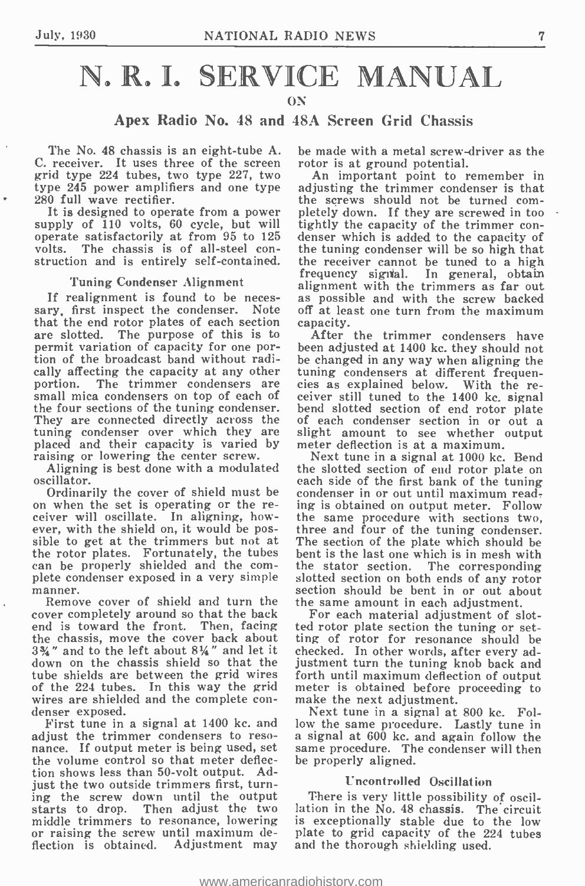# N. R. I. SERVICE MANUAL

ON

## Apex Radio No. 48 and 48A Screen Grid Chassis

The No. 48 chassis is an eight-tube A. C. receiver. It uses three of the screen grid type 224 tubes, two type 227, two type 245 power amplifiers and one type 280 full wave rectifier.

It is designed to operate from a power supply of 110 volts, 60 cycle, but will operate satisfactorily at from 95 to 125 volts. The chassis is of all-steel construction and is entirely self-contained.

### Tuning Condenser Alignment

If realignment is found to be necessary, first inspect the condenser. Note that the end rotor plates of each section are slotted. The purpose of this is to permit variation of capacity for one portion of the broadcast band without radically affecting the capacity at any other portion. The trimmer condensers are small mica condensers on top of each of the four sections of the tuning condenser. They are connected directly across the tuning condenser over which they are placed and their capacity is varied by raising or lowering the center screw.

Aligning is best done with a modulated oscillator.

Ordinarily the cover of shield must be on when the set is operating or the receiver will oscillate. In aligning, however, with the shield on, it would be possible to get at the trimmers but not at the rotor plates. Fortunately, the tubes can be properly shielded and the complete condenser exposed in a very simple manner.

Remove cover of shield and turn the cover completely around so that the back end is toward the front. Then, facing the chassis, move the cover back about 3¾" and to the left about 8¼" and let it down on the chassis shield so that the tube shields are between the grid wires of the 224 tubes. In this way the grid wires are shielded and the complete condenser exposed.

First tune in a signal at 1400 kc. and adjust the trimmer condensers to resonance. If output meter is being used, set the volume control so that meter deflection shows less than 50-volt output. Adjust the two outside trimmers first, turning the screw down until the output starts to drop. Then adjust the two middle trimmers to resonance, lowering or raising the screw until maximum deflection is obtained. Adjustment may be made with a metal screw-driver as the rotor is at ground potential.

An important point to remember in adjusting the trimmer condenser is that the screws should not be turned completely down. If they are screwed in too tightly the capacity of the trimmer condenser which is added to the capacity of the tuning condenser will be so high that the receiver cannot be tuned to a high frequency signal. In general, obtain alignment with the trimmers as far out as possible and with the screw backed off at least one turn from the maximum capacity.

After the trimmer condensers have been adjusted at 1400 kc. they should not be changed in any way when aligning the tuning condensers at different frequencies as explained below. With the receiver still tuned to the 1400 kc. signal bend slotted section of end rotor plate of each condenser section in or out a slight amount to see whether output meter deflection is at a maximum.

Next tune in a signal at 1000 kc. Bend the slotted section of end rotor plate on each side of the first bank of the tuning condenser in or out until maximum reading is obtained on output meter. Follow the same procedure with sections two, three and four of the tuning condenser. The section of the plate which should be bent is the last one which is in mesh with the stator section. The corresponding slotted section on both ends of any rotor section should be bent in or out about the same amount in each adjustment.

For each material adjustment of slotted rotor plate section the tuning or setting of rotor for resonance should be checked. In other words, after every adjustment turn the tuning knob back and forth until maximum deflection of output meter is obtained before proceeding to make the next adjustment.

Next tune in a signal at 800 kc. Follow the same procedure. Lastly tune in a signal at 600 kc. and again follow the same procedure. The condenser will then be properly aligned.

### Uncontrolled Oscillation

There is very little possibility of oscillation in the No. 48 chassis. The circuit is exceptionally stable due to the low plate to grid capacity of the 224 tubes and the thorough shielding used.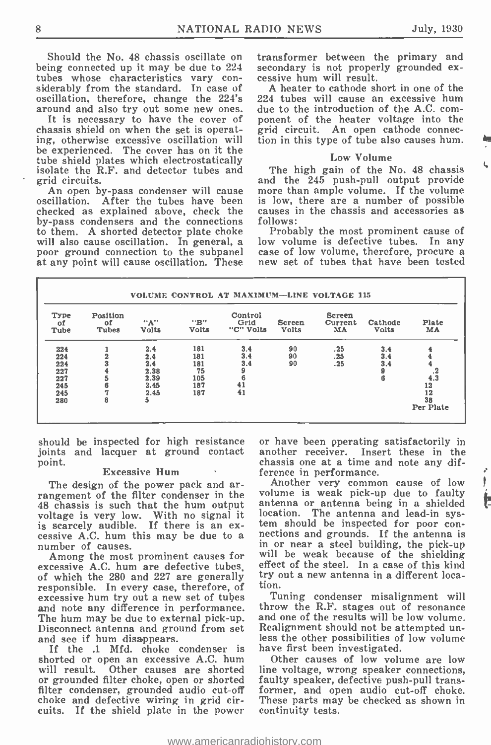Should the No. 48 chassis oscillate on being connected up it may be due to 224 tubes whose characteristics vary considerably from the standard. In case of oscillation, therefore, change the 224's around and also try out some new ones.

It is necessary to have the cover of chassis shield on when the set is operating, otherwise excessive oscillation will be experienced. The cover has on it the tube shield plates which electrostatically isolate the R.F. and detector tubes and grid circuits.

An open by-pass condenser will cause oscillation. After the tubes have been checked as explained above, check the by-pass condensers and the connections to them. A shorted detector plate choke will also cause oscillation. In general, a poor ground connection to the subpanel at any point will cause oscillation. These should be inspected for high resistance joints and lacquer at ground contact point.

### Excessive Hum

The design of the power pack and arrangement of the filter condenser in the 48 chassis is such that the hum output voltage is very low. With no signal it is scarcely audible. If there is an excessive A.C. hum this may be due to a number of causes.

Among the most prominent causes for excessive A.C. hum are defective tubes, of which the 280 and 227 are generally responsible. In every case, therefore, of excessive hum try out a new set of tubes and note any difference in performance. The hum may be due to external pick-up. Disconnect antenna and ground from set and see if hum disappears.

If the .1 Mfd. choke condenser is shorted or open an excessive A.C. hum will result. Other causes are shorted or grounded filter choke, open or shorted filter condenser, grounded audio cut-off choke and defective wiring in grid circuits. If the shield plate in the power transformer between the primary and secondary is not properly grounded excessive hum will result.

A heater to cathode short in one of the 224 tubes will cause an excessive hum due to the introduction of the A.C. component of the heater voltage into the grid circuit. An open cathode connection in this type of tube also causes hum.

### Low Volume

The high gain of the No. 48 chassis and the 245 push-pull output provide more than ample volume. If the volume is low, there are a number of possible causes in the chassis and accessories as follows:

Probably the most prominent cause of low volume is defective tubes. In any case of low volume, therefore, procure a new set of tubes that have been tested or have been operating satisfactorily in another receiver. Insert these in the chassis one at a time and note any difference in performance.

Another very common cause of low volume is weak pick-up due to faulty antenna or antenna being in a shielded location. The antenna and lead-in system should be inspected for poor connections and grounds. If the antenna is in or near a steel building, the pick-up will be weak because of the shielding effect of the steel. In a case of this kind try out a new antenna in a different location.

Tuning condenser misalignment will throw the R.F. stages out of resonance and one of the results will be low volume. Realignment should not be attempted unless the other possibilities of low volume have first been investigated.

Other causes of low volume are low line voltage, wrong speaker connections, faulty speaker, defective push-pull transformer, and open audio cut-off choke. These parts may be checked as shown in continuity tests.

**VOLUME CONTROL AT MAXIMUM—LINE VOLTAGE 115**

| Type of Tube | Position of Tubes | "A" Volts | "B" Volts | Control Grid "C" Volts | Screen Volts | Screen Current MA | Cathode Volts | Plate MA |
|---|---|---|---|---|---|---|---|---|
| 224 | 1 | 2.4 | 181 | 3.4 | 90 | .25 | 3.4 | 4 |
| 224 | 2 | 2.4 | 181 | 3.4 | 90 | .25 | 3.4 | 4 |
| 224 | 3 | 2.4 | 181 | 3.4 | 90 | .25 | 3.4 | 4 |
| 227 | 4 | 2.38 | 75 | 9 | | | 9 | .2 |
| 227 | 5 | 2.39 | 105 | 6 | | | 6 | 4.3 |
| 245 | 6 | 2.45 | 187 | 41 | | | | 12 |
| 245 | 7 | 2.45 | 187 | 41 | | | | 12 |
| 280 | 8 | 5 | | | | | | 38 Per Plate |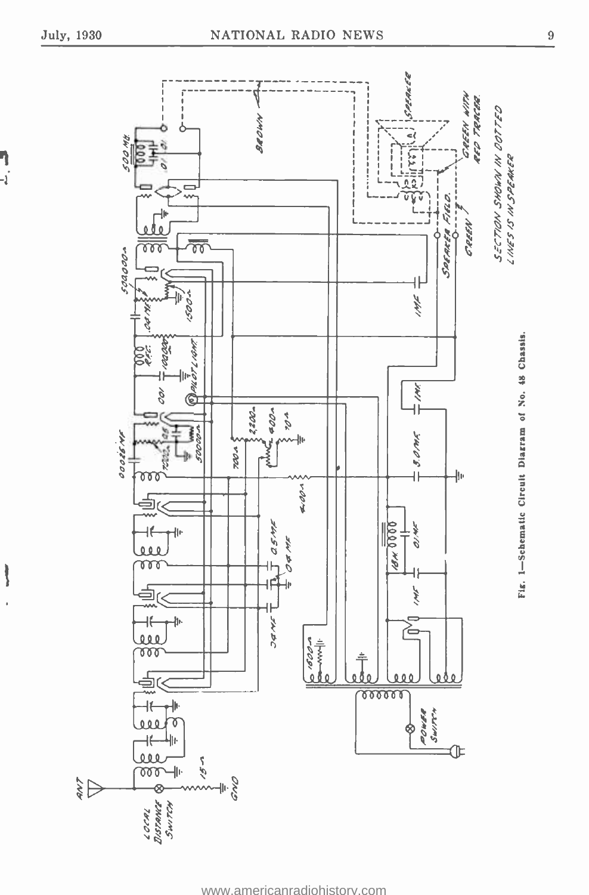Fig. 1—Schematic Circuit Diagram of No. 48 Chassis.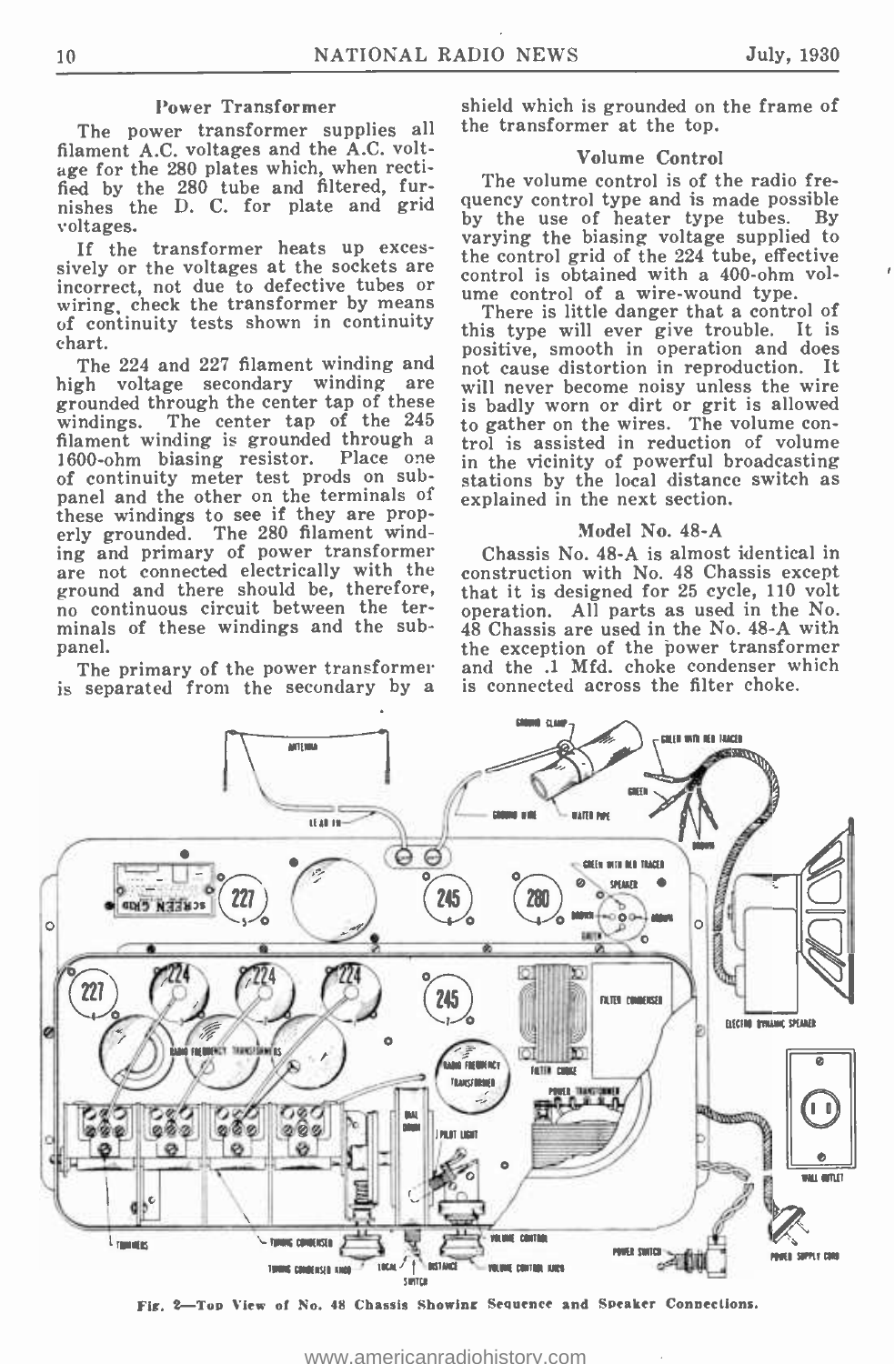### Power Transformer

The power transformer supplies all filament A.C. voltages and the A.C. voltage for the 280 plates which, when rectified by the 280 tube and filtered, furnishes the D. C. for plate and grid voltages.

If the transformer heats up excessively or the voltages at the sockets are incorrect, not due to defective tubes or wiring, check the transformer by means of continuity tests shown in continuity chart.

The 224 and 227 filament winding and high voltage secondary winding are grounded through the center tap of these windings. The center tap of the 245 filament winding is grounded through a 1600-ohm biasing resistor. Place one of continuity meter test prods on subpanel and the other on the terminals of these windings to see if they are properly grounded. The 280 filament winding and primary of power transformer are not connected electrically with the ground and there should be, therefore, no continuous circuit between the terminals of these windings and the subpanel.

The primary of the power transformer is separated from the secondary by a shield which is grounded on the frame of the transformer at the top.

### Volume Control

The volume control is of the radio frequency control type and is made possible by the use of heater type tubes. By varying the biasing voltage supplied to the control grid of the 224 tube, effective control is obtained with a 400-ohm volume control of a wire-wound type.

There is little danger that a control of this type will ever give trouble. It is positive, smooth in operation and does not cause distortion in reproduction. It will never become noisy unless the wire is badly worn or dirt or grit is allowed to gather on the wires. The volume control is assisted in reduction of volume in the vicinity of powerful broadcasting stations by the local distance switch as explained in the next section.

### Model No. 48-A

Chassis No. 48-A is almost identical in construction with No. 48 Chassis except that it is designed for 25 cycle, 110 volt operation. All parts as used in the No. 48 Chassis are used in the No. 48-A with the exception of the power transformer and the .1 Mfd. choke condenser which is connected across the filter choke.

Fig. 2—Top View of No. 48 Chassis Showing Sequence and Speaker Connections.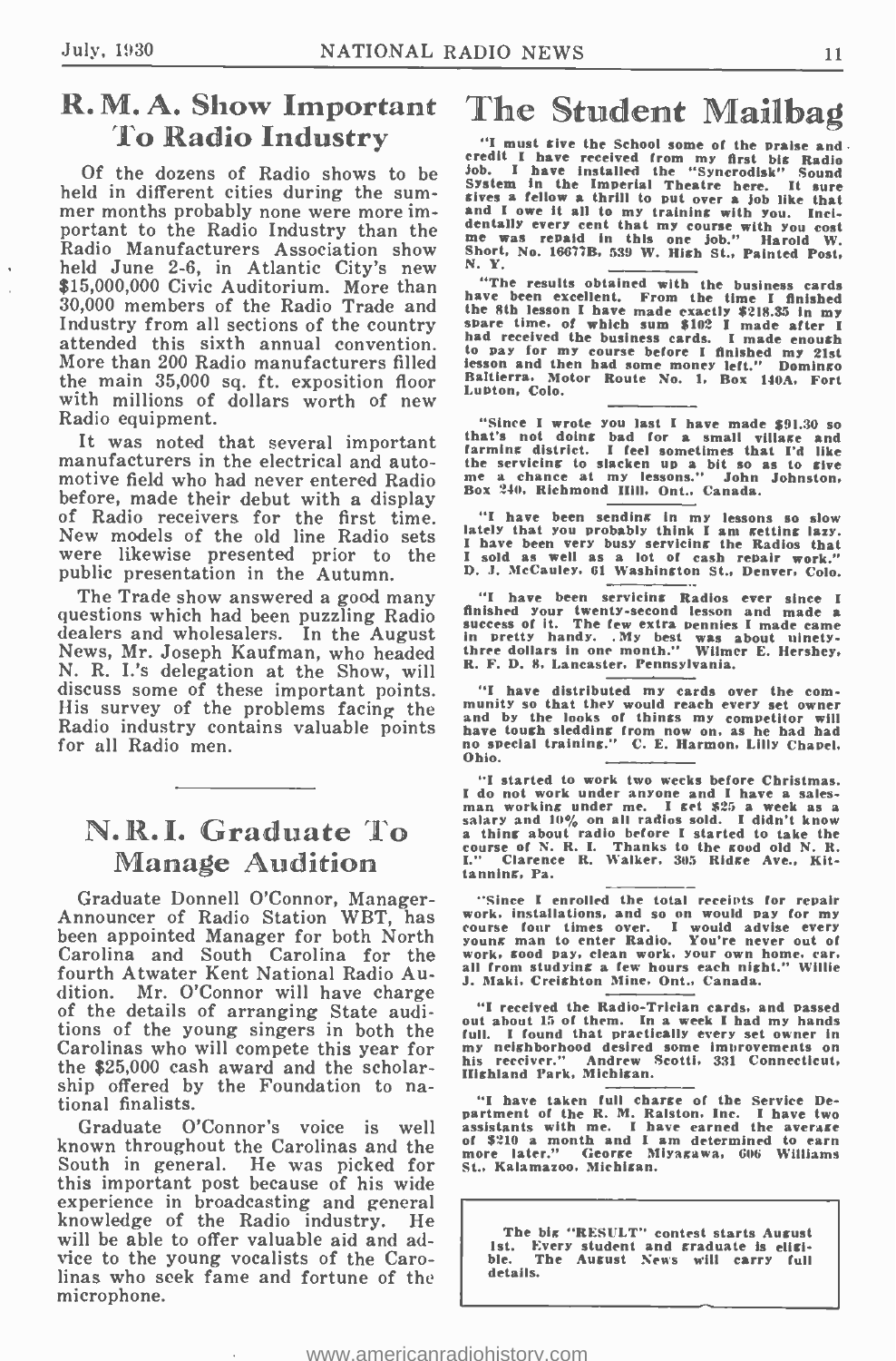## R. M. A. Show Important To Radio Industry

Of the dozens of Radio shows to be held in different cities during the summer months probably none were more important to the Radio Industry than the Radio Manufacturers Association show held June 2-6, in Atlantic City's new $15,000,000 Civic Auditorium. More than 30,000 members of the Radio Trade and Industry from all sections of the country attended this sixth annual convention. More than 200 Radio manufacturers filled the main 35,000 sq. ft. exposition floor with millions of dollars worth of new Radio equipment.

It was noted that several important manufacturers in the electrical and automotive field who had never entered Radio before, made their debut with a display of Radio receivers for the first time. New models of the old line Radio sets were likewise presented prior to the public presentation in the Autumn.

The Trade show answered a good many questions which had been puzzling Radio dealers and wholesalers. In the August News, Mr. Joseph Kaufman, who headed N. R. I.'s delegation at the Show, will discuss some of these important points. His survey of the problems facing the Radio industry contains valuable points for all Radio men.

---

## N.R.I. Graduate To Manage Audition

Graduate Donnell O'Connor, Manager-Announcer of Radio Station WBT, has been appointed Manager for both North Carolina and South Carolina for the fourth Atwater Kent National Radio Audition. Mr. O'Connor will have charge of the details of arranging State auditions of the young singers in both the Carolinas who will compete this year for the $25,000 cash award and the scholarship offered by the Foundation to national finalists.

Graduate O'Connor's voice is well known throughout the Carolinas and the South in general. He was picked for this important post because of his wide experience in broadcasting and general knowledge of the Radio industry. He will be able to offer valuable aid and advice to the young vocalists of the Carolinas who seek fame and fortune of the microphone.

# The Student Mailbag

"I must give the School some of the praise and credit I have received from my first big Radio job. I have installed the "Syncrodisk" Sound System in the Imperial Theatre here. It sure gives a fellow a thrill to put over a job like that and I owe it all to my training with you. Incidentally every cent that my course with you cost me was repaid in this one job." Harold W. Short, No. 16677B, 539 W. High St., Painted Post, N. Y.

---

"The results obtained with the business cards have been excellent. From the time I finished the 8th lesson I have made exactly $218.35 in my spare time, of which sum $102 I made after I had received the business cards. I made enough to pay for my course before I finished my 21st lesson and then had some money left." Domingo Baltierra, Motor Route No. 1, Box 140A, Fort Lupton, Colo.

---

"Since I wrote you last I have made $91.30 so that's not doing bad for a small village and farming district. I feel sometimes that I'd like the servicing to slacken up a bit so as to give me a chance at my lessons." John Johnston, Box 240, Richmond Hill, Ont., Canada.

---

"I have been sending in my lessons so slow lately that you probably think I am getting lazy. I have been very busy servicing the Radios that I sold as well as a lot of cash repair work." D. J. McCauley, 61 Washington St., Denver, Colo.

---

"I have been servicing Radios ever since I finished your twenty-second lesson and made a success of it. The few extra pennies I made came in pretty handy. My best was about ninety-three dollars in one month." Wilmer E. Hershey, R. F. D. 8, Lancaster, Pennsylvania.

---

"I have distributed my cards over the community so that they would reach every set owner and by the looks of things my competitor will have tough sledding from now on, as he had had no special training." C. E. Harmon, Lilly Chapel, Ohio.

---

"I started to work two weeks before Christmas. I do not work under anyone and I have a salesman working under me. I get $25 a week as a salary and 10% on all radios sold. I didn't know a thing about radio before I started to take the course of N. R. I. Thanks to the good old N. R. I." Clarence R. Walker, 305 Ridge Ave., Kittanning, Pa.

---

"Since I enrolled the total receipts for repair work, installations, and so on would pay for my course four times over. I would advise every young man to enter Radio. You're never out of work, good pay, clean work, your own home, car, all from studying a few hours each night." Willie J. Maki, Creighton Mine, Ont., Canada.

---

"I received the Radio-Trician cards, and passed out about 15 of them. In a week I had my hands full. I found that practically every set owner in my neighborhood desired some improvements on his receiver." Andrew Scotti, 331 Connecticut, Highland Park, Michigan.

---

"I have taken full charge of the Service Department of the R. M. Ralston, Inc. I have two assistants with me. I have earned the average of $210 a month and I am determined to earn more later." George Miyagawa, 606 Williams St., Kalamazoo, Michigan.

---

The big "RESULT" contest starts August 1st. Every student and graduate is eligible. The August News will carry full details.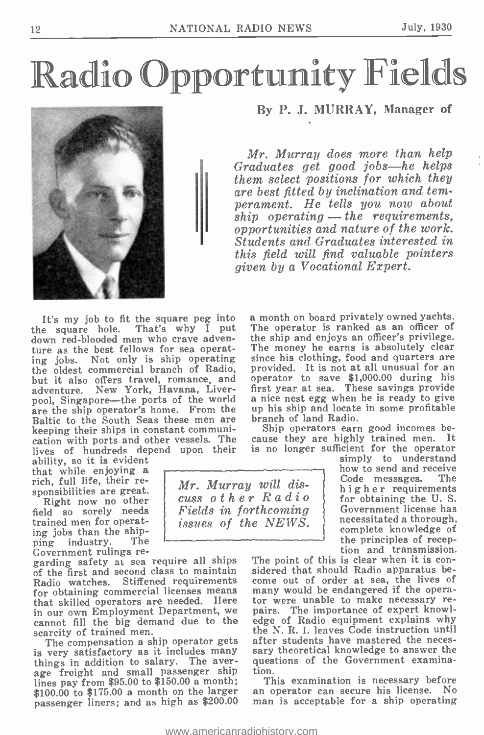# Radio Opportunity Fields

**By P. J. MURRAY, Manager of**

*Mr. Murray does more than help Graduates get good jobs—he helps them select positions for which they are best fitted by inclination and temperament. He tells you now about ship operating — the requirements, opportunities and nature of the work. Students and Graduates interested in this field will find valuable pointers given by a Vocational Expert.*

It's my job to fit the square peg into the square hole. That's why I put down red-blooded men who crave adventure as the best fellows for sea operating jobs. Not only is ship operating the oldest commercial branch of Radio, but it also offers travel, romance, and adventure. New York, Havana, Liverpool, Singapore—the ports of the world are the ship operator's home. From the Baltic to the South Seas these men are keeping their ships in constant communication with ports and other vessels. The lives of hundreds depend upon their ability, so it is evident that while enjoying a rich, full life, their responsibilities are great.

Right now no other field so sorely needs trained men for operating jobs than the shipping industry. The Government rulings regarding safety at sea require all ships of the first and second class to maintain Radio watches. Stiffened requirements for obtaining commercial licenses means that skilled operators are needed. Here in our own Employment Department, we cannot fill the big demand due to the scarcity of trained men.

The compensation a ship operator gets is very satisfactory as it includes many things in addition to salary. The average freight and small passenger ship lines pay from \$95.00 to \$150.00 a month; \$100.00 to \$175.00 a month on the larger passenger liners; and as high as \$200.00 a month on board privately owned yachts. The operator is ranked as an officer of the ship and enjoys an officer's privilege. The money he earns is absolutely clear since his clothing, food and quarters are provided. It is not at all unusual for an operator to save \$1,000.00 during his first year at sea. These savings provide a nice nest egg when he is ready to give up his ship and locate in some profitable branch of land Radio.

Ship operators earn good incomes because they are highly trained men. It is no longer sufficient for the operator simply to understand how to send and receive Code messages. The higher requirements for obtaining the U. S. Government license has necessitated a thorough, complete knowledge of the principles of reception and transmission. The point of this is clear when it is considered that should Radio apparatus become out of order at sea, the lives of many would be endangered if the operator were unable to make necessary repairs. The importance of expert knowledge of Radio equipment explains why the N. R. I. leaves Code instruction until after students have mastered the necessary theoretical knowledge to answer the questions of the Government examination.

*Mr. Murray will discuss other Radio Fields in forthcoming issues of the NEWS.*

This examination is necessary before an operator can secure his license. No man is acceptable for a ship operating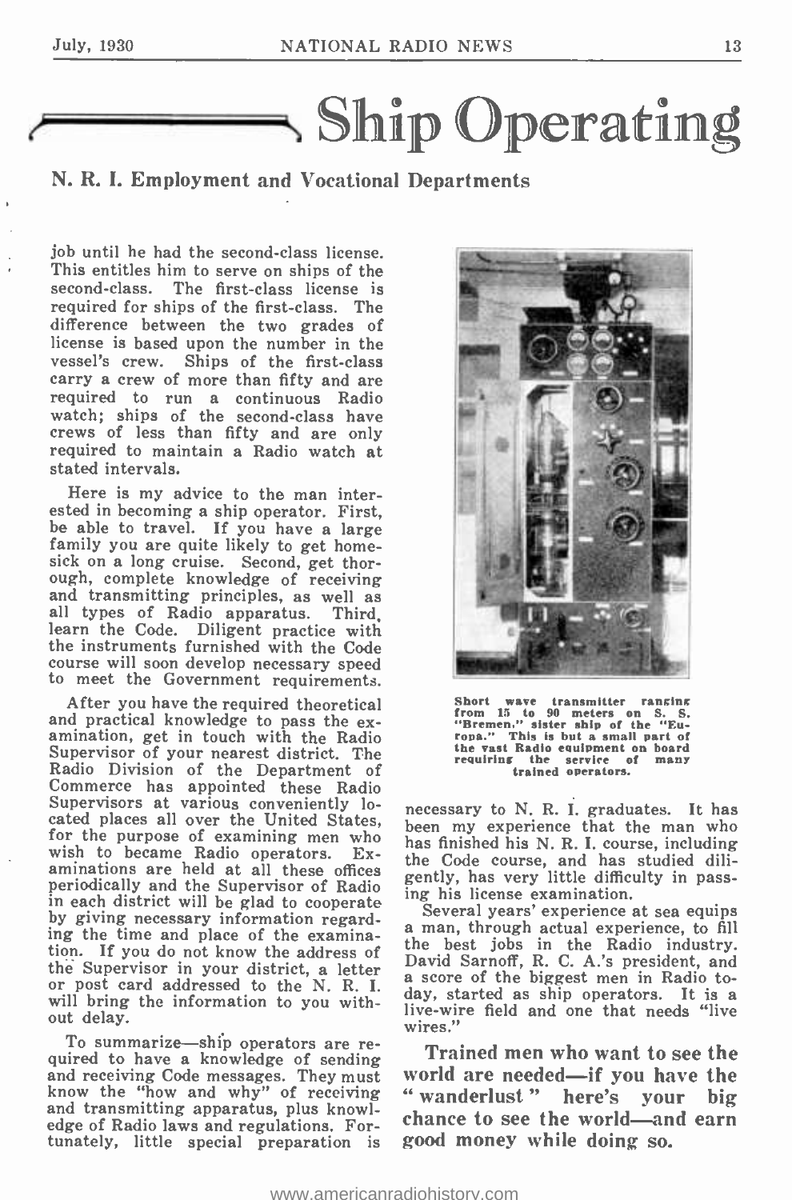# Ship Operating

## N. R. I. Employment and Vocational Departments

job until he had the second-class license. This entitles him to serve on ships of the second-class. The first-class license is required for ships of the first-class. The difference between the two grades of license is based upon the number in the vessel's crew. Ships of the first-class carry a crew of more than fifty and are required to run a continuous Radio watch; ships of the second-class have crews of less than fifty and are only required to maintain a Radio watch at stated intervals.

Here is my advice to the man interested in becoming a ship operator. First, be able to travel. If you have a large family you are quite likely to get homesick on a long cruise. Second, get thorough, complete knowledge of receiving and transmitting principles, as well as all types of Radio apparatus. Third, learn the Code. Diligent practice with the instruments furnished with the Code course will soon develop necessary speed to meet the Government requirements.

After you have the required theoretical and practical knowledge to pass the examination, get in touch with the Radio Supervisor of your nearest district. The Radio Division of the Department of Commerce has appointed these Radio Supervisors at various conveniently located places all over the United States, for the purpose of examining men who wish to became Radio operators. Examinations are held at all these offices periodically and the Supervisor of Radio in each district will be glad to cooperate by giving necessary information regarding the time and place of the examination. If you do not know the address of the Supervisor in your district, a letter or post card addressed to the N. R. I. will bring the information to you without delay.

To summarize—ship operators are required to have a knowledge of sending and receiving Code messages. They must know the "how and why" of receiving and transmitting apparatus, plus knowledge of Radio laws and regulations. Fortunately, little special preparation is necessary to N. R. I. graduates. It has been my experience that the man who has finished his N. R. I. course, including the Code course, and has studied diligently, has very little difficulty in passing his license examination.

Several years' experience at sea equips a man, through actual experience, to fill the best jobs in the Radio industry. David Sarnoff, R. C. A.'s president, and a score of the biggest men in Radio today, started as ship operators. It is a live-wire field and one that needs "live wires."

Short wave transmitter ranging from 15 to 90 meters on S. S. "Bremen," sister ship of the "Europa." This is but a small part of the vast Radio equipment on board requiring the service of many trained operators.

**Trained men who want to see the world are needed—if you have the "wanderlust" here's your big chance to see the world—and earn good money while doing so.**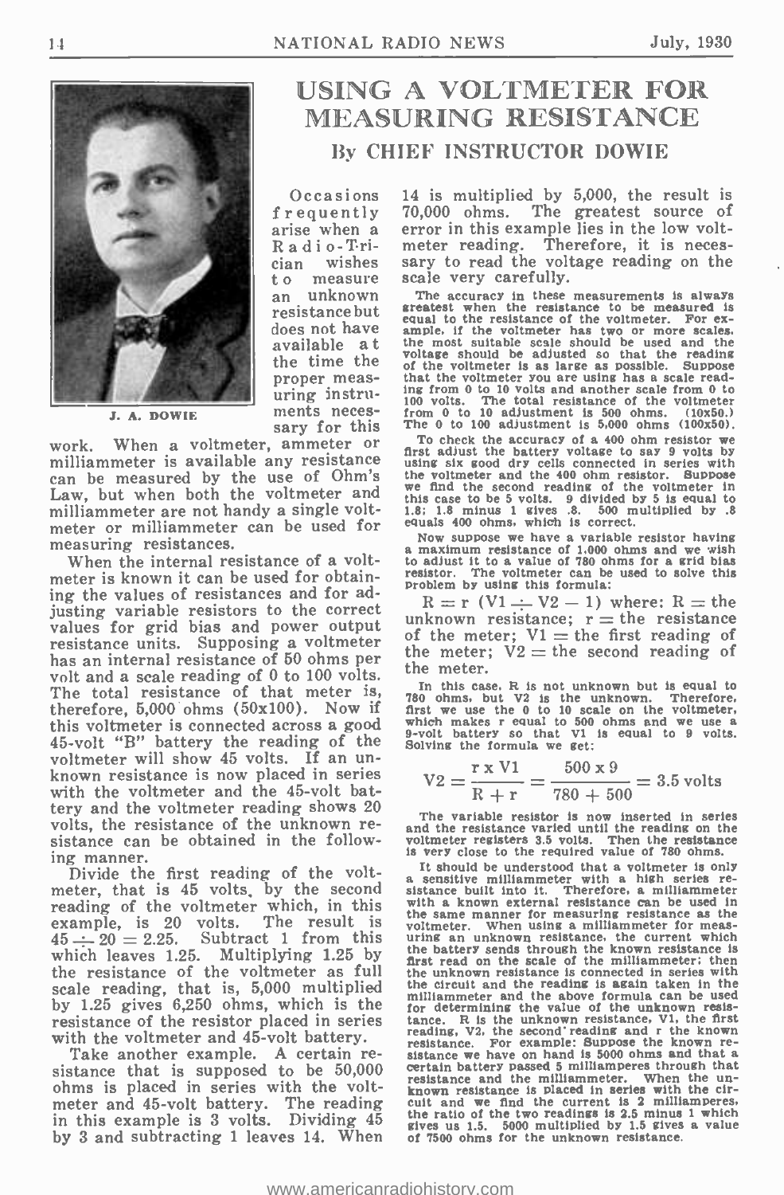# USING A VOLTMETER FOR MEASURING RESISTANCE

## By CHIEF INSTRUCTOR DOWIE

J. A. DOWIE

Occasions frequently arise when a Radio-Trician wishes to measure an unknown resistance but does not have available at the time the proper measuring instruments necessary for this work. When a voltmeter, ammeter or milliammeter is available any resistance can be measured by the use of Ohm's Law, but when both the voltmeter and milliammeter are not handy a single voltmeter or milliammeter can be used for measuring resistances.

When the internal resistance of a voltmeter is known it can be used for obtaining the values of resistances and for adjusting variable resistors to the correct values for grid bias and power output resistance units. Supposing a voltmeter has an internal resistance of 50 ohms per volt and a scale reading of 0 to 100 volts. The total resistance of that meter is, therefore, 5,000 ohms (50x100). Now if this voltmeter is connected across a good 45-volt "B" battery the reading of the voltmeter will show 45 volts. If an unknown resistance is now placed in series with the voltmeter and the 45-volt battery and the voltmeter reading shows 20 volts, the resistance of the unknown resistance can be obtained in the following manner.

Divide the first reading of the voltmeter, that is 45 volts, by the second reading of the voltmeter which, in this example, is 20 volts. The result is $45 \div 20 = 2.25$. Subtract 1 from this which leaves 1.25. Multiplying 1.25 by the resistance of the voltmeter as full scale reading, that is, 5,000 multiplied by 1.25 gives 6,250 ohms, which is the resistance of the resistor placed in series with the voltmeter and 45-volt battery.

Take another example. A certain resistance that is supposed to be 50,000 ohms is placed in series with the voltmeter and 45-volt battery. The reading in this example is 3 volts. Dividing 45 by 3 and subtracting 1 leaves 14. When 14 is multiplied by 5,000, the result is 70,000 ohms. The greatest source of error in this example lies in the low voltmeter reading. Therefore, it is necessary to read the voltage reading on the scale very carefully.

The accuracy in these measurements is always greatest when the resistance to be measured is equal to the resistance of the voltmeter. For example, if the voltmeter has two or more scales, the most suitable scale should be used and the voltage should be adjusted so that the reading of the voltmeter is as large as possible. Suppose that the voltmeter you are using has a scale reading from 0 to 10 volts and another scale from 0 to 100 volts. The total resistance of the voltmeter from 0 to 10 adjustment is 500 ohms. (10x50.) The 0 to 100 adjustment is 5,000 ohms (100x50).

To check the accuracy of a 400 ohm resistor we first adjust the battery voltage to say 9 volts by using six good dry cells connected in series with the voltmeter and the 400 ohm resistor. Suppose we find the second reading of the voltmeter in this case to be 5 volts. 9 divided by 5 is equal to 1.8; 1.8 minus 1 gives .8. 500 multiplied by .8 equals 400 ohms, which is correct.

Now suppose we have a variable resistor having a maximum resistance of 1,000 ohms and we wish to adjust it to a value of 780 ohms for a grid bias resistor. The voltmeter can be used to solve this problem by using this formula:

$R = r\ (V1 \div V2 - 1)$ where: $R$ = the unknown resistance; $r$ = the resistance of the meter; $V1$ = the first reading of the meter; $V2$ = the second reading of the meter.

In this case, R is not unknown but is equal to 780 ohms, but V2 is the unknown. Therefore, first we use the 0 to 10 scale on the voltmeter, which makes r equal to 500 ohms and we use a 9-volt battery so that V1 is equal to 9 volts. Solving the formula we get:

$$V2 = \frac{r \times V1}{R + r} = \frac{500 \times 9}{780 + 500} = 3.5 \text{ volts}$$

The variable resistor is now inserted in series and the resistance varied until the reading on the voltmeter registers 3.5 volts. Then the resistance is very close to the required value of 780 ohms.

It should be understood that a voltmeter is only a sensitive milliammeter with a high series resistance built into it. Therefore, a milliammeter with a known external resistance can be used in the same manner for measuring resistance as the voltmeter. When using a milliammeter for measuring an unknown resistance, the current which the battery sends through the known resistance is first read on the scale of the milliammeter; then the unknown resistance is connected in series with the circuit and the reading is again taken in the milliammeter and the above formula can be used for determining the value of the unknown resistance. R is the unknown resistance, V1, the first reading, V2, the second reading and r the known resistance. For example: Suppose the known resistance we have on hand is 5000 ohms and that a certain battery passed 5 milliamperes through that resistance and the milliammeter. When the unknown resistance is placed in series with the circuit and we find the current is 2 milliamperes, the ratio of the two readings is 2.5 minus 1 which gives us 1.5. 5000 multiplied by 1.5 gives a value of 7500 ohms for the unknown resistance.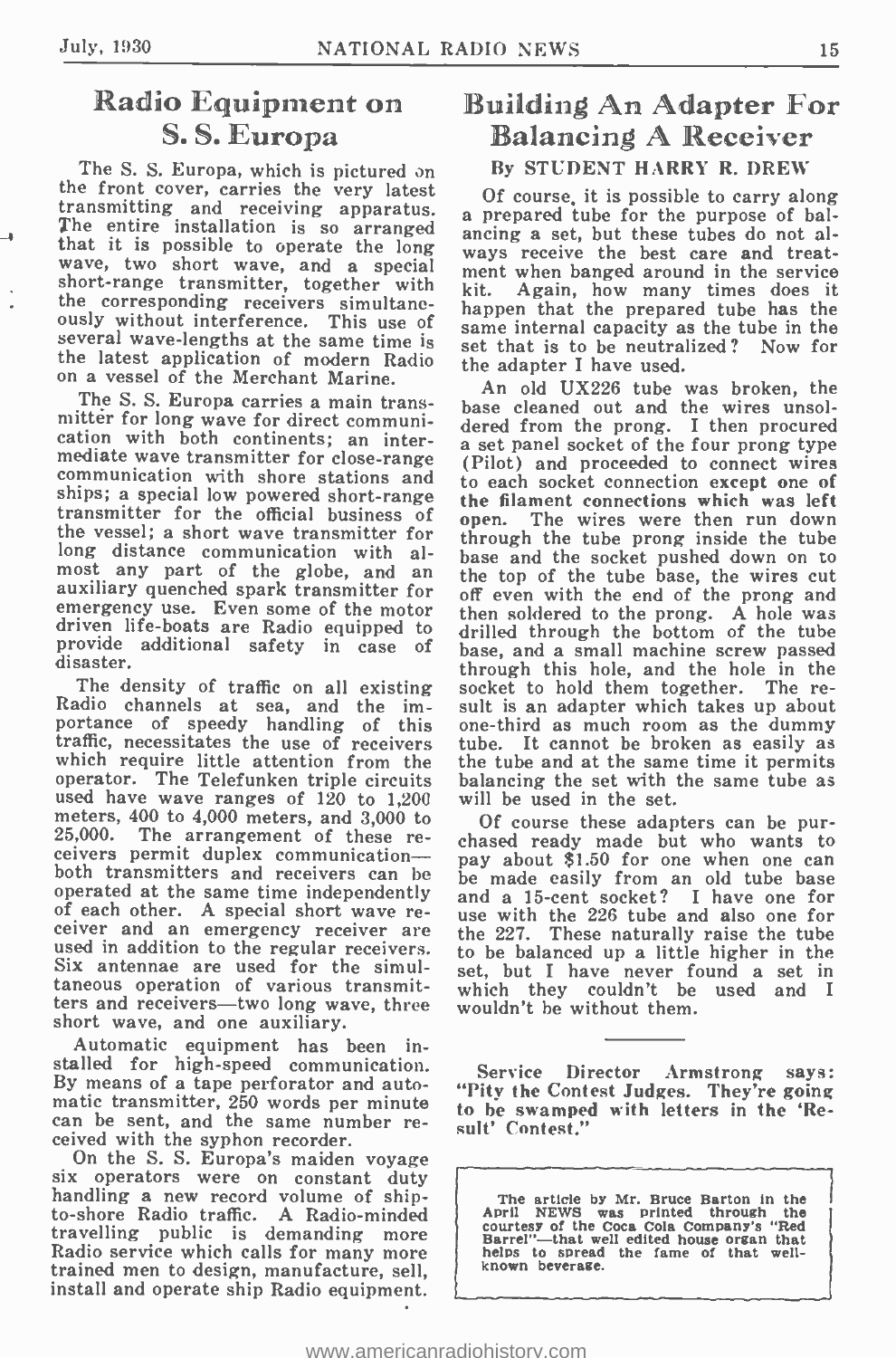## Radio Equipment on S. S. Europa

The S. S. Europa, which is pictured on the front cover, carries the very latest transmitting and receiving apparatus. The entire installation is so arranged that it is possible to operate the long wave, two short wave, and a special short-range transmitter, together with the corresponding receivers simultaneously without interference. This use of several wave-lengths at the same time is the latest application of modern Radio on a vessel of the Merchant Marine.

The S. S. Europa carries a main transmitter for long wave for direct communication with both continents; an intermediate wave transmitter for close-range communication with shore stations and ships; a special low powered short-range transmitter for the official business of the vessel; a short wave transmitter for long distance communication with almost any part of the globe, and an auxiliary quenched spark transmitter for emergency use. Even some of the motor driven life-boats are Radio equipped to provide additional safety in case of disaster.

The density of traffic on all existing Radio channels at sea, and the importance of speedy handling of this traffic, necessitates the use of receivers which require little attention from the operator. The Telefunken triple circuits used have wave ranges of 120 to 1,200 meters, 400 to 4,000 meters, and 3,000 to 25,000. The arrangement of these receivers permit duplex communication—both transmitters and receivers can be operated at the same time independently of each other. A special short wave receiver and an emergency receiver are used in addition to the regular receivers. Six antennae are used for the simultaneous operation of various transmitters and receivers—two long wave, three short wave, and one auxiliary.

Automatic equipment has been installed for high-speed communication. By means of a tape perforator and automatic transmitter, 250 words per minute can be sent, and the same number received with the syphon recorder.

On the S. S. Europa's maiden voyage six operators were on constant duty handling a new record volume of ship-to-shore Radio traffic. A Radio-minded travelling public is demanding more Radio service which calls for many more trained men to design, manufacture, sell, install and operate ship Radio equipment.

## Building An Adapter For Balancing A Receiver

By STUDENT HARRY R. DREW

Of course, it is possible to carry along a prepared tube for the purpose of balancing a set, but these tubes do not always receive the best care and treatment when banged around in the service kit. Again, how many times does it happen that the prepared tube has the same internal capacity as the tube in the set that is to be neutralized? Now for the adapter I have used.

An old UX226 tube was broken, the base cleaned out and the wires unsoldered from the prong. I then procured a set panel socket of the four prong type (Pilot) and proceeded to connect wires to each socket connection **except one of the filament connections which was left open.** The wires were then run down through the tube prong inside the tube base and the socket pushed down on to the top of the tube base, the wires cut off even with the end of the prong and then soldered to the prong. A hole was drilled through the bottom of the tube base, and a small machine screw passed through this hole, and the hole in the socket to hold them together. The result is an adapter which takes up about one-third as much room as the dummy tube. It cannot be broken as easily as the tube and at the same time it permits balancing the set with the same tube as will be used in the set.

Of course these adapters can be purchased ready made but who wants to pay about $1.50 for one when one can be made easily from an old tube base and a 15-cent socket? I have one for use with the 226 tube and also one for the 227. These naturally raise the tube to be balanced up a little higher in the set, but I have never found a set in which they couldn't be used and I wouldn't be without them.

---

**Service Director Armstrong says: "Pity the Contest Judges. They're going to be swamped with letters in the 'Result' Contest."**

The article by Mr. Bruce Barton in the April NEWS was printed through the courtesy of the Coca Cola Company's "Red Barrel"—that well edited house organ that helps to spread the fame of that well-known beverage.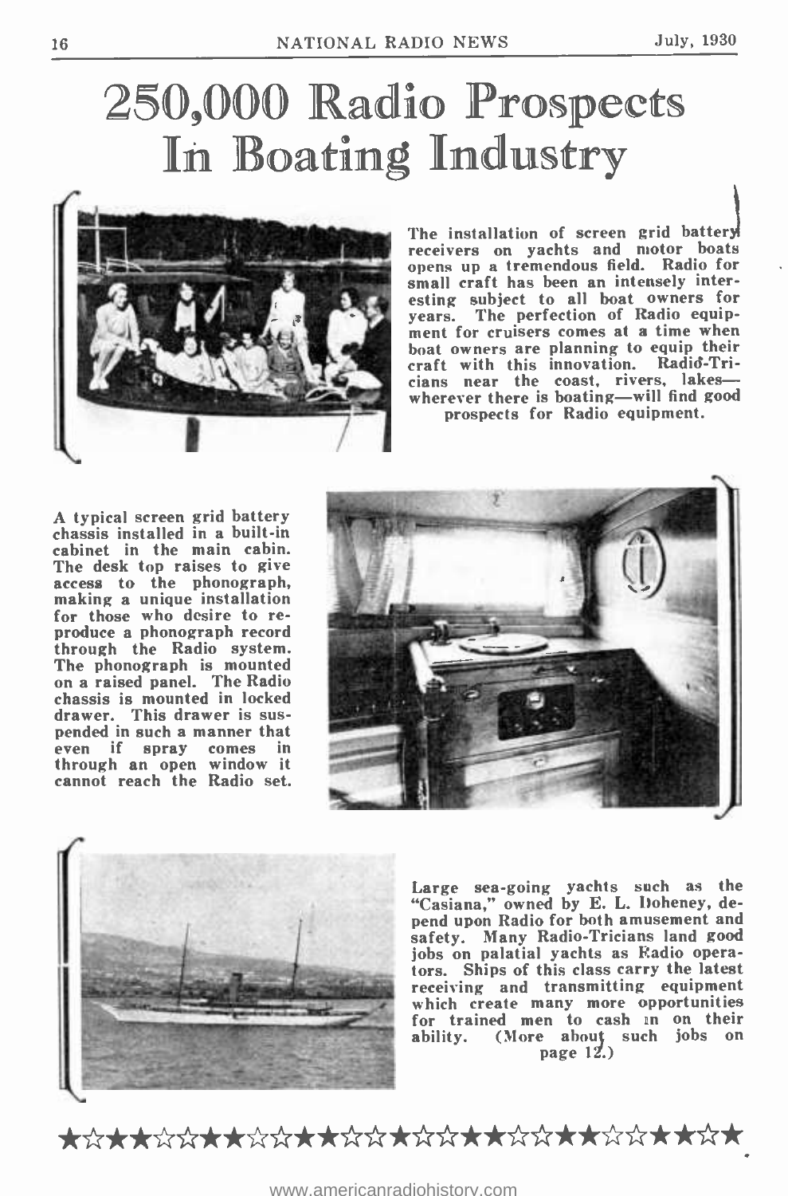# 250,000 Radio Prospects In Boating Industry

The installation of screen grid battery receivers on yachts and motor boats opens up a tremendous field. Radio for small craft has been an intensely interesting subject to all boat owners for years. The perfection of Radio equipment for cruisers comes at a time when boat owners are planning to equip their craft with this innovation. Radio-Tricians near the coast, rivers, lakes—wherever there is boating—will find good prospects for Radio equipment.

A typical screen grid battery chassis installed in a built-in cabinet in the main cabin. The desk top raises to give access to the phonograph, making a unique installation for those who desire to reproduce a phonograph record through the Radio system. The phonograph is mounted on a raised panel. The Radio chassis is mounted in locked drawer. This drawer is suspended in such a manner that even if spray comes in through an open window it cannot reach the Radio set.

Large sea-going yachts such as the "Casiana," owned by E. L. Doheney, depend upon Radio for both amusement and safety. Many Radio-Tricians land good jobs on palatial yachts as Radio operators. Ships of this class carry the latest receiving and transmitting equipment which create many more opportunities for trained men to cash in on their ability. (More about such jobs on page 12.)